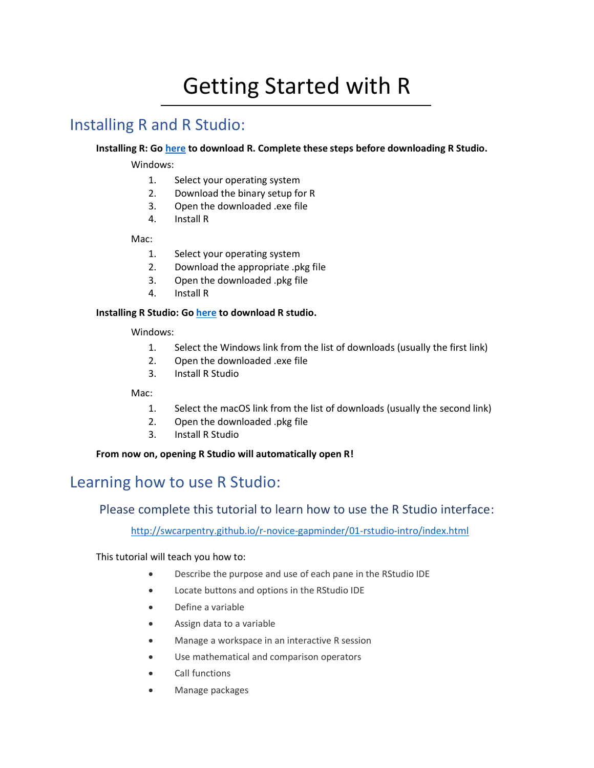# Getting Started with R

## Installing R and R Studio:

**Installing R: Go [here] to download R. Complete these steps before downloading R Studio.**

Windows:

1. Select your operating system
2. Download the binary setup for R
3. Open the downloaded .exe file
4. Install R

Mac:

1. Select your operating system
2. Download the appropriate .pkg file
3. Open the downloaded .pkg file
4. Install R

**Installing R Studio: Go [here] to download R studio.**

Windows:

1. Select the Windows link from the list of downloads (usually the first link)
2. Open the downloaded .exe file
3. Install R Studio

Mac:

1. Select the macOS link from the list of downloads (usually the second link)
2. Open the downloaded .pkg file
3. Install R Studio

**From now on, opening R Studio will automatically open R!**

## Learning how to use R Studio:

### Please complete this tutorial to learn how to use the R Studio interface:

http://swcarpentry.github.io/r-novice-gapminder/01-rstudio-intro/index.html

This tutorial will teach you how to:

- Describe the purpose and use of each pane in the RStudio IDE
- Locate buttons and options in the RStudio IDE
- Define a variable
- Assign data to a variable
- Manage a workspace in an interactive R session
- Use mathematical and comparison operators
- Call functions
- Manage packages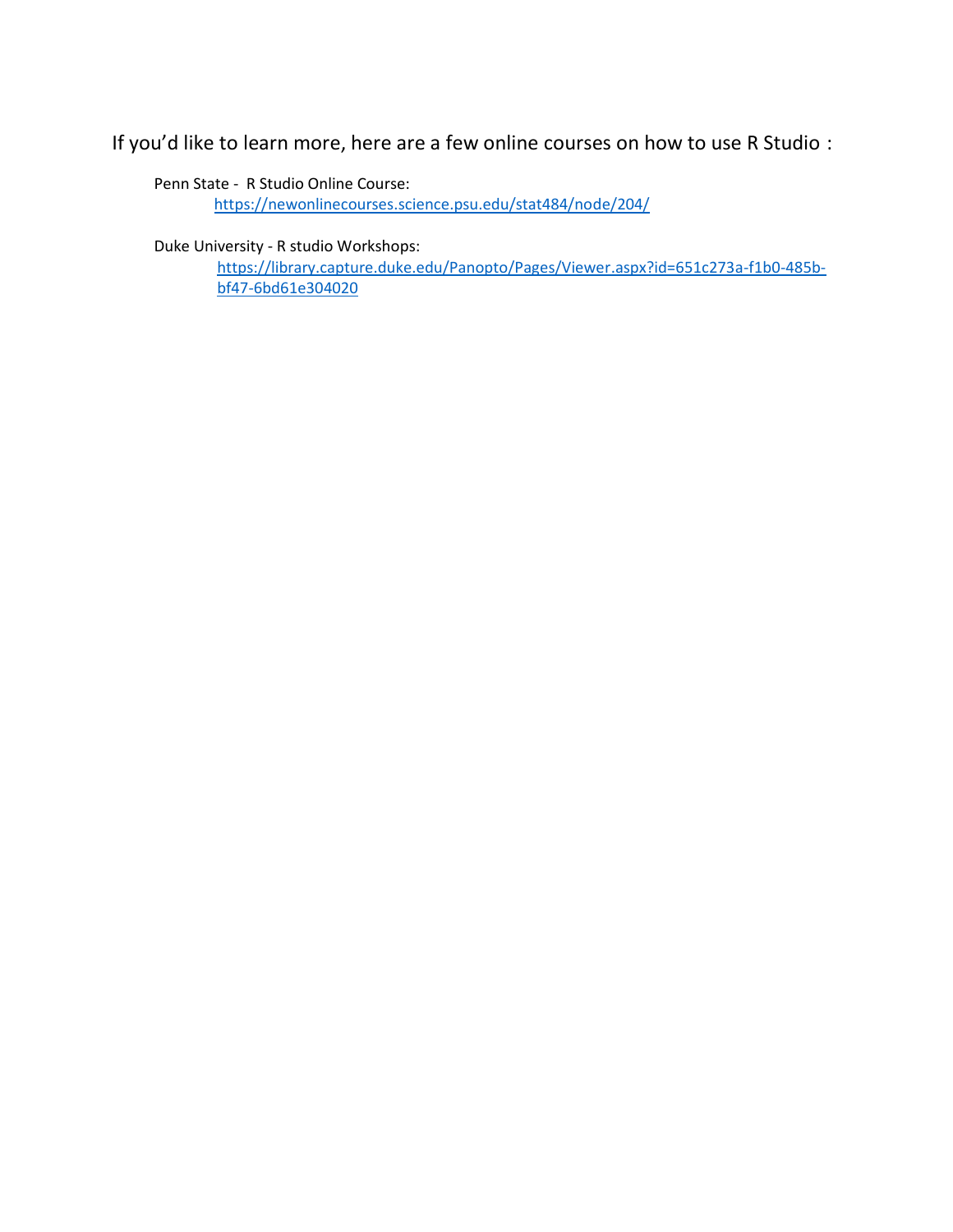If you'd like to learn more, here are a few online courses on how to use R Studio :

Penn State - R Studio Online Course:
https://newonlinecourses.science.psu.edu/stat484/node/204/

Duke University - R studio Workshops:
https://library.capture.duke.edu/Panopto/Pages/Viewer.aspx?id=651c273a-f1b0-485b-bf47-6bd61e304020